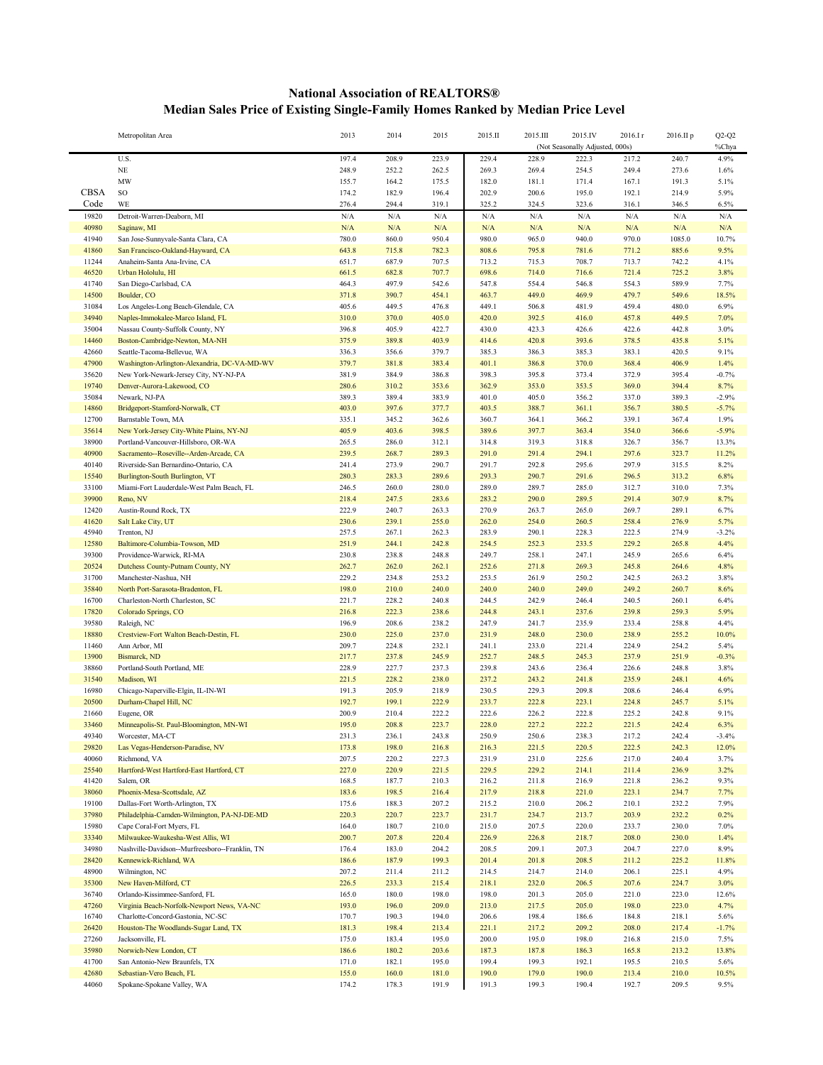# National Association of REALTORS®
## Median Sales Price of Existing Single-Family Homes Ranked by Median Price Level

| CBSA Code | Metropolitan Area | 2013 | 2014 | 2015 | 2015.II | 2015.III | 2015.IV | 2016.I r | 2016.II p | Q2-Q2 |
|---|---|---|---|---|---|---|---|---|---|---|
| | | | | | | (Not Seasonally Adjusted, 000s) | | | | %Chya |
| | U.S. | 197.4 | 208.9 | 223.9 | 229.4 | 228.9 | 222.3 | 217.2 | 240.7 | 4.9% |
| | NE | 248.9 | 252.2 | 262.5 | 269.3 | 269.4 | 254.5 | 249.4 | 273.6 | 1.6% |
| | MW | 155.7 | 164.2 | 175.5 | 182.0 | 181.1 | 171.4 | 167.1 | 191.3 | 5.1% |
| | SO | 174.2 | 182.9 | 196.4 | 202.9 | 200.6 | 195.0 | 192.1 | 214.9 | 5.9% |
| | WE | 276.4 | 294.4 | 319.1 | 325.2 | 324.5 | 323.6 | 316.1 | 346.5 | 6.5% |
| 19820 | Detroit-Warren-Dearborn, MI | N/A | N/A | N/A | N/A | N/A | N/A | N/A | N/A | N/A |
| 40980 | Saginaw, MI | N/A | N/A | N/A | N/A | N/A | N/A | N/A | N/A | N/A |
| 41940 | San Jose-Sunnyvale-Santa Clara, CA | 780.0 | 860.0 | 950.4 | 980.0 | 965.0 | 940.0 | 970.0 | 1085.0 | 10.7% |
| 41860 | San Francisco-Oakland-Hayward, CA | 643.8 | 715.8 | 782.3 | 808.6 | 795.8 | 781.6 | 771.2 | 885.6 | 9.5% |
| 11244 | Anaheim-Santa Ana-Irvine, CA | 651.7 | 687.9 | 707.5 | 713.2 | 715.3 | 708.7 | 713.7 | 742.2 | 4.1% |
| 46520 | Urban Hololulu, HI | 661.5 | 682.8 | 707.7 | 698.6 | 714.0 | 716.6 | 721.4 | 725.2 | 3.8% |
| 41740 | San Diego-Carlsbad, CA | 464.3 | 497.9 | 542.6 | 547.8 | 554.4 | 546.8 | 554.3 | 589.9 | 7.7% |
| 14500 | Boulder, CO | 371.8 | 390.7 | 454.1 | 463.7 | 449.0 | 469.9 | 479.7 | 549.6 | 18.5% |
| 31084 | Los Angeles-Long Beach-Glendale, CA | 405.6 | 449.5 | 476.8 | 449.1 | 506.8 | 481.9 | 459.4 | 480.0 | 6.9% |
| 34940 | Naples-Immokalee-Marco Island, FL | 310.0 | 370.0 | 405.0 | 420.0 | 392.5 | 416.0 | 457.8 | 449.5 | 7.0% |
| 35004 | Nassau County-Suffolk County, NY | 396.8 | 405.9 | 422.7 | 430.0 | 423.3 | 426.6 | 422.6 | 442.8 | 3.0% |
| 14460 | Boston-Cambridge-Newton, MA-NH | 375.9 | 389.8 | 403.9 | 414.6 | 420.8 | 393.6 | 378.5 | 435.8 | 5.1% |
| 42660 | Seattle-Tacoma-Bellevue, WA | 336.3 | 356.6 | 379.7 | 385.3 | 386.3 | 385.3 | 383.1 | 420.5 | 9.1% |
| 47900 | Washington-Arlington-Alexandria, DC-VA-MD-WV | 379.7 | 381.8 | 383.4 | 401.1 | 386.8 | 370.0 | 368.4 | 406.9 | 1.4% |
| 35620 | New York-Newark-Jersey City, NY-NJ-PA | 381.9 | 384.9 | 386.8 | 398.3 | 395.8 | 373.4 | 372.9 | 395.4 | -0.7% |
| 19740 | Denver-Aurora-Lakewood, CO | 280.6 | 310.2 | 353.6 | 362.9 | 353.0 | 353.5 | 369.0 | 394.4 | 8.7% |
| 35084 | Newark, NJ-PA | 389.3 | 389.4 | 383.9 | 401.0 | 405.0 | 356.2 | 337.0 | 389.3 | -2.9% |
| 14860 | Bridgeport-Stamford-Norwalk, CT | 403.0 | 397.6 | 377.7 | 403.5 | 388.7 | 361.1 | 356.7 | 380.5 | -5.7% |
| 12700 | Barnstable Town, MA | 335.1 | 345.2 | 362.6 | 360.7 | 364.1 | 366.2 | 339.1 | 367.4 | 1.9% |
| 35614 | New York-Jersey City-White Plains, NY-NJ | 405.9 | 403.6 | 398.5 | 389.6 | 397.7 | 363.4 | 354.0 | 366.6 | -5.9% |
| 38900 | Portland-Vancouver-Hillsboro, OR-WA | 265.5 | 286.0 | 312.1 | 314.8 | 319.3 | 318.8 | 326.7 | 356.7 | 13.3% |
| 40900 | Sacramento--Roseville--Arden-Arcade, CA | 239.5 | 268.7 | 289.3 | 291.0 | 291.4 | 294.1 | 297.6 | 323.7 | 11.2% |
| 40140 | Riverside-San Bernardino-Ontario, CA | 241.4 | 273.9 | 290.7 | 291.7 | 292.8 | 295.6 | 297.9 | 315.5 | 8.2% |
| 15540 | Burlington-South Burlington, VT | 280.3 | 283.3 | 289.6 | 293.3 | 290.7 | 291.6 | 296.5 | 313.2 | 6.8% |
| 33100 | Miami-Fort Lauderdale-West Palm Beach, FL | 246.5 | 260.0 | 280.0 | 289.0 | 289.7 | 285.0 | 312.7 | 310.0 | 7.3% |
| 39900 | Reno, NV | 218.4 | 247.5 | 283.6 | 283.2 | 290.0 | 289.5 | 291.4 | 307.9 | 8.7% |
| 12420 | Austin-Round Rock, TX | 222.9 | 240.7 | 263.3 | 270.9 | 263.7 | 265.0 | 269.7 | 289.1 | 6.7% |
| 41620 | Salt Lake City, UT | 230.6 | 239.1 | 255.0 | 262.0 | 254.0 | 260.5 | 258.4 | 276.9 | 5.7% |
| 45940 | Trenton, NJ | 257.5 | 267.1 | 262.3 | 283.9 | 290.1 | 228.3 | 222.5 | 274.9 | -3.2% |
| 12580 | Baltimore-Columbia-Towson, MD | 251.9 | 244.1 | 242.8 | 254.5 | 252.3 | 233.5 | 229.2 | 265.8 | 4.4% |
| 39300 | Providence-Warwick, RI-MA | 230.8 | 238.8 | 248.8 | 249.7 | 258.1 | 247.1 | 245.9 | 265.6 | 6.4% |
| 20524 | Dutchess County-Putnam County, NY | 262.7 | 262.0 | 262.1 | 252.6 | 271.8 | 269.3 | 245.8 | 264.6 | 4.8% |
| 31700 | Manchester-Nashua, NH | 229.2 | 234.8 | 253.2 | 253.5 | 261.9 | 250.2 | 242.5 | 263.2 | 3.8% |
| 35840 | North Port-Sarasota-Bradenton, FL | 198.0 | 210.0 | 240.0 | 240.0 | 240.0 | 249.0 | 249.2 | 260.7 | 8.6% |
| 16700 | Charleston-North Charleston, SC | 221.7 | 228.2 | 240.8 | 244.5 | 242.9 | 246.4 | 240.5 | 260.1 | 6.4% |
| 17820 | Colorado Springs, CO | 216.8 | 222.3 | 238.6 | 244.8 | 243.1 | 237.6 | 239.8 | 259.3 | 5.9% |
| 39580 | Raleigh, NC | 196.9 | 208.6 | 238.2 | 247.9 | 241.7 | 235.9 | 233.4 | 258.8 | 4.4% |
| 18880 | Crestview-Fort Walton Beach-Destin, FL | 230.0 | 225.0 | 237.0 | 231.9 | 248.0 | 230.0 | 238.9 | 255.2 | 10.0% |
| 11460 | Ann Arbor, MI | 209.7 | 224.8 | 232.1 | 241.1 | 233.0 | 221.4 | 224.9 | 254.2 | 5.4% |
| 13900 | Bismarck, ND | 217.7 | 237.8 | 245.9 | 252.7 | 248.5 | 245.3 | 237.9 | 251.9 | -0.3% |
| 38860 | Portland-South Portland, ME | 228.9 | 227.7 | 237.3 | 239.8 | 243.6 | 236.4 | 226.6 | 248.8 | 3.8% |
| 31540 | Madison, WI | 221.5 | 228.2 | 238.0 | 237.2 | 243.2 | 241.8 | 235.9 | 248.1 | 4.6% |
| 16980 | Chicago-Naperville-Elgin, IL-IN-WI | 191.3 | 205.9 | 218.9 | 230.5 | 229.3 | 209.8 | 208.6 | 246.4 | 6.9% |
| 20500 | Durham-Chapel Hill, NC | 192.7 | 199.1 | 222.9 | 233.7 | 222.8 | 223.1 | 224.8 | 245.7 | 5.1% |
| 21660 | Eugene, OR | 200.9 | 210.4 | 222.2 | 222.6 | 226.2 | 222.8 | 225.2 | 242.8 | 9.1% |
| 33460 | Minneapolis-St. Paul-Bloomington, MN-WI | 195.0 | 208.8 | 223.7 | 228.0 | 227.2 | 222.2 | 221.5 | 242.4 | 6.3% |
| 49340 | Worcester, MA-CT | 231.3 | 236.1 | 243.8 | 250.9 | 250.6 | 238.3 | 217.2 | 242.4 | -3.4% |
| 29820 | Las Vegas-Henderson-Paradise, NV | 173.8 | 198.0 | 216.8 | 216.3 | 221.5 | 220.5 | 222.5 | 242.3 | 12.0% |
| 40060 | Richmond, VA | 207.5 | 220.2 | 227.3 | 231.9 | 231.0 | 225.6 | 217.0 | 240.4 | 3.7% |
| 25540 | Hartford-West Hartford-East Hartford, CT | 227.0 | 220.9 | 221.5 | 229.5 | 229.2 | 214.1 | 211.4 | 236.9 | 3.2% |
| 41420 | Salem, OR | 168.5 | 187.7 | 210.3 | 216.2 | 211.8 | 216.9 | 221.8 | 236.2 | 9.3% |
| 38060 | Phoenix-Mesa-Scottsdale, AZ | 183.6 | 198.5 | 216.4 | 217.9 | 218.8 | 221.0 | 223.1 | 234.7 | 7.7% |
| 19100 | Dallas-Fort Worth-Arlington, TX | 175.6 | 188.3 | 207.2 | 215.2 | 210.0 | 206.2 | 210.1 | 232.2 | 7.9% |
| 37980 | Philadelphia-Camden-Wilmington, PA-NJ-DE-MD | 220.3 | 220.7 | 223.7 | 231.7 | 234.7 | 213.7 | 203.9 | 232.2 | 0.2% |
| 15980 | Cape Coral-Fort Myers, FL | 164.0 | 180.7 | 210.0 | 215.0 | 207.5 | 220.0 | 233.7 | 230.0 | 7.0% |
| 33340 | Milwaukee-Waukesha-West Allis, WI | 200.7 | 207.8 | 220.4 | 226.9 | 226.8 | 218.7 | 208.0 | 230.0 | 1.4% |
| 34980 | Nashville-Davidson--Murfreesboro--Franklin, TN | 176.4 | 183.0 | 204.2 | 208.5 | 209.1 | 207.3 | 204.7 | 227.0 | 8.9% |
| 28420 | Kennewick-Richland, WA | 186.6 | 187.9 | 199.3 | 201.4 | 201.8 | 208.5 | 211.2 | 225.2 | 11.8% |
| 48900 | Wilmington, NC | 207.2 | 211.4 | 211.2 | 214.5 | 214.7 | 214.0 | 206.1 | 225.1 | 4.9% |
| 35300 | New Haven-Milford, CT | 226.5 | 233.3 | 215.4 | 218.1 | 232.0 | 206.5 | 207.6 | 224.7 | 3.0% |
| 36740 | Orlando-Kissimmee-Sanford, FL | 165.0 | 180.0 | 198.0 | 198.0 | 201.3 | 205.0 | 221.0 | 223.0 | 12.6% |
| 47260 | Virginia Beach-Norfolk-Newport News, VA-NC | 193.0 | 196.0 | 209.0 | 213.0 | 217.5 | 205.0 | 198.0 | 223.0 | 4.7% |
| 16740 | Charlotte-Concord-Gastonia, NC-SC | 170.7 | 190.3 | 194.0 | 206.6 | 198.4 | 186.6 | 184.8 | 218.1 | 5.6% |
| 26420 | Houston-The Woodlands-Sugar Land, TX | 181.3 | 198.4 | 213.4 | 221.1 | 217.2 | 209.2 | 208.0 | 217.4 | -1.7% |
| 27260 | Jacksonville, FL | 175.0 | 183.4 | 195.0 | 200.0 | 195.0 | 198.0 | 216.8 | 215.0 | 7.5% |
| 35980 | Norwich-New London, CT | 186.6 | 180.2 | 203.6 | 187.3 | 187.8 | 186.3 | 165.8 | 213.2 | 13.8% |
| 41700 | San Antonio-New Braunfels, TX | 171.0 | 182.1 | 195.0 | 199.4 | 199.3 | 192.1 | 195.5 | 210.5 | 5.6% |
| 42680 | Sebastian-Vero Beach, FL | 155.0 | 160.0 | 181.0 | 190.0 | 179.0 | 190.0 | 213.4 | 210.0 | 10.5% |
| 44060 | Spokane-Spokane Valley, WA | 174.2 | 178.3 | 191.9 | 191.3 | 199.3 | 190.4 | 192.7 | 209.5 | 9.5% |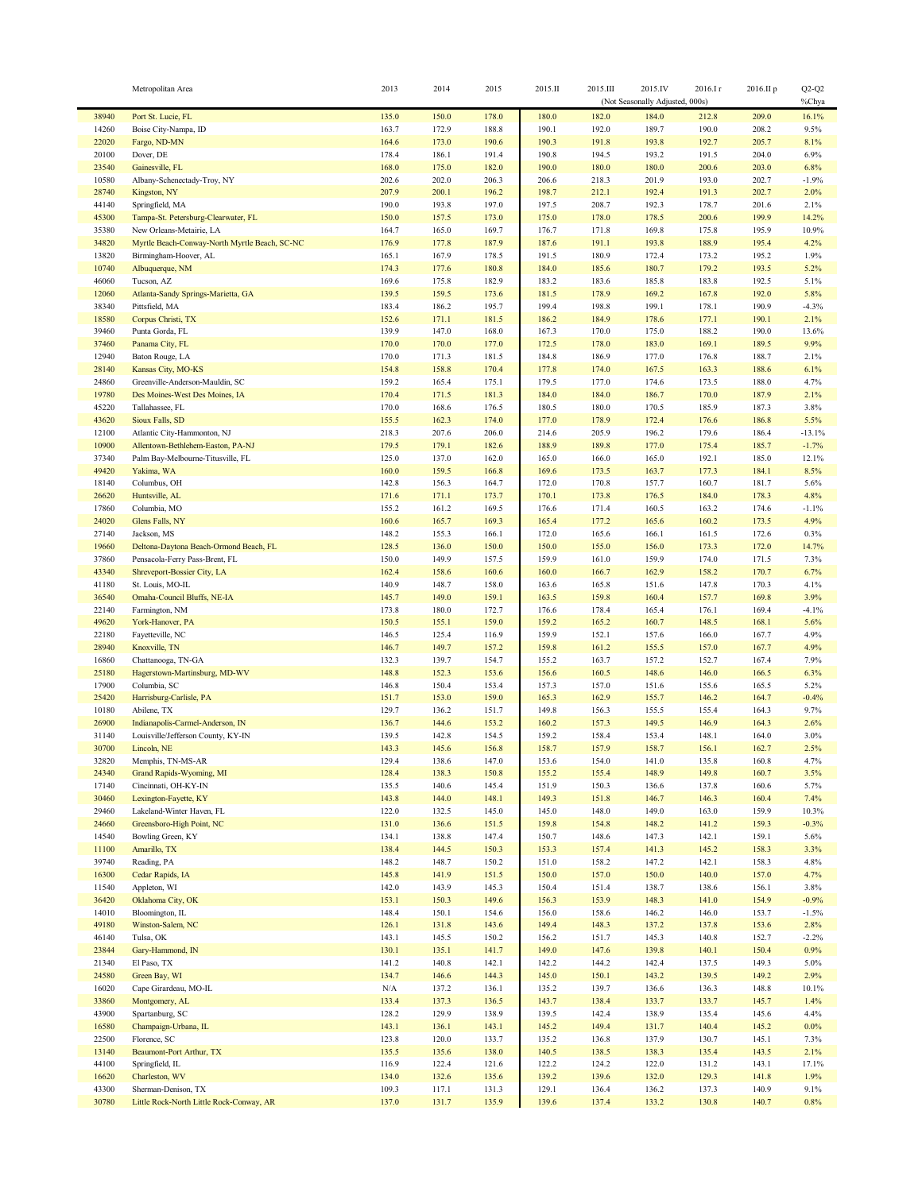| | Metropolitan Area | 2013 | 2014 | 2015 | 2015.II | 2015.III | 2015.IV | 2016.I r | 2016.II p | Q2-Q2 |
|---|---|---|---|---|---|---|---|---|---|---|
| | | | | | | (Not Seasonally Adjusted, 000s) | | | | %Chya |
| 38940 | Port St. Lucie, FL | 135.0 | 150.0 | 178.0 | 180.0 | 182.0 | 184.0 | 212.8 | 209.0 | 16.1% |
| 14260 | Boise City-Nampa, ID | 163.7 | 172.9 | 188.8 | 190.1 | 192.0 | 189.7 | 190.0 | 208.2 | 9.5% |
| 22020 | Fargo, ND-MN | 164.6 | 173.0 | 190.6 | 190.3 | 191.8 | 193.8 | 192.7 | 205.7 | 8.1% |
| 20100 | Dover, DE | 178.4 | 186.1 | 191.4 | 190.8 | 194.5 | 193.2 | 191.5 | 204.0 | 6.9% |
| 23540 | Gainesville, FL | 168.0 | 175.0 | 182.0 | 190.0 | 180.0 | 180.0 | 200.6 | 203.0 | 6.8% |
| 10580 | Albany-Schenectady-Troy, NY | 202.6 | 202.0 | 206.3 | 206.6 | 218.3 | 201.9 | 193.0 | 202.7 | -1.9% |
| 28740 | Kingston, NY | 207.9 | 200.1 | 196.2 | 198.7 | 212.1 | 192.4 | 191.3 | 202.7 | 2.0% |
| 44140 | Springfield, MA | 190.0 | 193.8 | 197.0 | 197.5 | 208.7 | 192.3 | 178.7 | 201.6 | 2.1% |
| 45300 | Tampa-St. Petersburg-Clearwater, FL | 150.0 | 157.5 | 173.0 | 175.0 | 178.0 | 178.5 | 200.6 | 199.9 | 14.2% |
| 35380 | New Orleans-Metairie, LA | 164.7 | 165.0 | 169.7 | 176.7 | 171.8 | 169.8 | 175.8 | 195.9 | 10.9% |
| 34820 | Myrtle Beach-Conway-North Myrtle Beach, SC-NC | 176.9 | 177.8 | 187.9 | 187.6 | 191.1 | 193.8 | 188.9 | 195.4 | 4.2% |
| 13820 | Birmingham-Hoover, AL | 165.1 | 167.9 | 178.5 | 191.5 | 180.9 | 172.4 | 173.2 | 195.2 | 1.9% |
| 10740 | Albuquerque, NM | 174.3 | 177.6 | 180.8 | 184.0 | 185.6 | 180.7 | 179.2 | 193.5 | 5.2% |
| 46060 | Tucson, AZ | 169.6 | 175.8 | 182.9 | 183.2 | 183.6 | 185.8 | 183.8 | 192.5 | 5.1% |
| 12060 | Atlanta-Sandy Springs-Marietta, GA | 139.5 | 159.5 | 173.6 | 181.5 | 178.9 | 169.2 | 167.8 | 192.0 | 5.8% |
| 38340 | Pittsfield, MA | 183.4 | 186.2 | 195.7 | 199.4 | 198.8 | 199.1 | 178.1 | 190.9 | -4.3% |
| 18580 | Corpus Christi, TX | 152.6 | 171.1 | 181.5 | 186.2 | 184.9 | 178.6 | 177.1 | 190.1 | 2.1% |
| 39460 | Punta Gorda, FL | 139.9 | 147.0 | 168.0 | 167.3 | 170.0 | 175.0 | 188.2 | 190.0 | 13.6% |
| 37460 | Panama City, FL | 170.0 | 170.0 | 177.0 | 172.5 | 178.0 | 183.0 | 169.1 | 189.5 | 9.9% |
| 12940 | Baton Rouge, LA | 170.0 | 171.3 | 181.5 | 184.8 | 186.9 | 177.0 | 176.8 | 188.7 | 2.1% |
| 28140 | Kansas City, MO-KS | 154.8 | 158.8 | 170.4 | 177.8 | 174.0 | 167.5 | 163.3 | 188.6 | 6.1% |
| 24860 | Greenville-Anderson-Mauldin, SC | 159.2 | 165.4 | 175.1 | 179.5 | 177.0 | 174.6 | 173.5 | 188.0 | 4.7% |
| 19780 | Des Moines-West Des Moines, IA | 170.4 | 171.5 | 181.3 | 184.0 | 184.0 | 186.7 | 170.0 | 187.9 | 2.1% |
| 45220 | Tallahassee, FL | 170.0 | 168.6 | 176.5 | 180.5 | 180.0 | 170.5 | 185.9 | 187.3 | 3.8% |
| 43620 | Sioux Falls, SD | 155.5 | 162.3 | 174.0 | 177.0 | 178.9 | 172.4 | 176.6 | 186.8 | 5.5% |
| 12100 | Atlantic City-Hammonton, NJ | 218.3 | 207.6 | 206.0 | 214.6 | 205.9 | 196.2 | 179.6 | 186.4 | -13.1% |
| 10900 | Allentown-Bethlehem-Easton, PA-NJ | 179.5 | 179.1 | 182.6 | 188.9 | 189.8 | 177.0 | 175.4 | 185.7 | -1.7% |
| 37340 | Palm Bay-Melbourne-Titusville, FL | 125.0 | 137.0 | 162.0 | 165.0 | 166.0 | 165.0 | 192.1 | 185.0 | 12.1% |
| 49420 | Yakima, WA | 160.0 | 159.5 | 166.8 | 169.6 | 173.5 | 163.7 | 177.3 | 184.1 | 8.5% |
| 18140 | Columbus, OH | 142.8 | 156.3 | 164.7 | 172.0 | 170.8 | 157.7 | 160.7 | 181.7 | 5.6% |
| 26620 | Huntsville, AL | 171.6 | 171.1 | 173.7 | 170.1 | 173.8 | 176.5 | 184.0 | 178.3 | 4.8% |
| 17860 | Columbia, MO | 155.2 | 161.2 | 169.5 | 176.6 | 171.4 | 160.5 | 163.2 | 174.6 | -1.1% |
| 24020 | Glens Falls, NY | 160.6 | 165.7 | 169.3 | 165.4 | 177.2 | 165.6 | 160.2 | 173.5 | 4.9% |
| 27140 | Jackson, MS | 148.2 | 155.3 | 166.1 | 172.0 | 165.6 | 166.1 | 161.5 | 172.6 | 0.3% |
| 19660 | Deltona-Daytona Beach-Ormond Beach, FL | 128.5 | 136.0 | 150.0 | 150.0 | 155.0 | 156.0 | 173.3 | 172.0 | 14.7% |
| 37860 | Pensacola-Ferry Pass-Brent, FL | 150.0 | 149.9 | 157.5 | 159.9 | 161.0 | 159.9 | 174.0 | 171.5 | 7.3% |
| 43340 | Shreveport-Bossier City, LA | 162.4 | 158.6 | 160.6 | 160.0 | 166.7 | 162.9 | 158.2 | 170.7 | 6.7% |
| 41180 | St. Louis, MO-IL | 140.9 | 148.7 | 158.0 | 163.6 | 165.8 | 151.6 | 147.8 | 170.3 | 4.1% |
| 36540 | Omaha-Council Bluffs, NE-IA | 145.7 | 149.0 | 159.1 | 163.5 | 159.8 | 160.4 | 157.7 | 169.8 | 3.9% |
| 22140 | Farmington, NM | 173.8 | 180.0 | 172.7 | 176.6 | 178.4 | 165.4 | 176.1 | 169.4 | -4.1% |
| 49620 | York-Hanover, PA | 150.5 | 155.1 | 159.0 | 159.2 | 165.2 | 160.7 | 148.5 | 168.1 | 5.6% |
| 22180 | Fayetteville, NC | 146.5 | 125.4 | 116.9 | 159.9 | 152.1 | 157.6 | 166.0 | 167.7 | 4.9% |
| 28940 | Knoxville, TN | 146.7 | 149.7 | 157.2 | 159.8 | 161.2 | 155.5 | 157.0 | 167.7 | 4.9% |
| 16860 | Chattanooga, TN-GA | 132.3 | 139.7 | 154.7 | 155.2 | 163.7 | 157.2 | 152.7 | 167.4 | 7.9% |
| 25180 | Hagerstown-Martinsburg, MD-WV | 148.8 | 152.3 | 153.6 | 156.6 | 160.5 | 148.6 | 146.0 | 166.5 | 6.3% |
| 17900 | Columbia, SC | 146.8 | 150.4 | 153.4 | 157.3 | 157.0 | 151.6 | 155.6 | 165.5 | 5.2% |
| 25420 | Harrisburg-Carlisle, PA | 151.7 | 153.0 | 159.0 | 165.3 | 162.9 | 155.7 | 146.2 | 164.7 | -0.4% |
| 10180 | Abilene, TX | 129.7 | 136.2 | 151.7 | 149.8 | 156.3 | 155.5 | 155.4 | 164.3 | 9.7% |
| 26900 | Indianapolis-Carmel-Anderson, IN | 136.7 | 144.6 | 153.2 | 160.2 | 157.3 | 149.5 | 146.9 | 164.3 | 2.6% |
| 31140 | Louisville/Jefferson County, KY-IN | 139.5 | 142.8 | 154.5 | 159.2 | 158.4 | 153.4 | 148.1 | 164.0 | 3.0% |
| 30700 | Lincoln, NE | 143.3 | 145.6 | 156.8 | 158.7 | 157.9 | 158.7 | 156.1 | 162.7 | 2.5% |
| 32820 | Memphis, TN-MS-AR | 129.4 | 138.6 | 147.0 | 153.6 | 154.0 | 141.0 | 135.8 | 160.8 | 4.7% |
| 24340 | Grand Rapids-Wyoming, MI | 128.4 | 138.3 | 150.8 | 155.2 | 155.4 | 148.9 | 149.8 | 160.7 | 3.5% |
| 17140 | Cincinnati, OH-KY-IN | 135.5 | 140.6 | 145.4 | 151.9 | 150.3 | 136.6 | 137.8 | 160.6 | 5.7% |
| 30460 | Lexington-Fayette, KY | 143.8 | 144.0 | 148.1 | 149.3 | 151.8 | 146.7 | 146.3 | 160.4 | 7.4% |
| 29460 | Lakeland-Winter Haven, FL | 122.0 | 132.5 | 145.0 | 145.0 | 148.0 | 149.0 | 163.0 | 159.9 | 10.3% |
| 24660 | Greensboro-High Point, NC | 131.0 | 136.6 | 151.5 | 159.8 | 154.8 | 148.2 | 141.2 | 159.3 | -0.3% |
| 14540 | Bowling Green, KY | 134.1 | 138.8 | 147.4 | 150.7 | 148.6 | 147.3 | 142.1 | 159.1 | 5.6% |
| 11100 | Amarillo, TX | 138.4 | 144.5 | 150.3 | 153.3 | 157.4 | 141.3 | 145.2 | 158.3 | 3.3% |
| 39740 | Reading, PA | 148.2 | 148.7 | 150.2 | 151.0 | 158.2 | 147.2 | 142.1 | 158.3 | 4.8% |
| 16300 | Cedar Rapids, IA | 145.8 | 141.9 | 151.5 | 150.0 | 157.0 | 150.0 | 140.0 | 157.0 | 4.7% |
| 11540 | Appleton, WI | 142.0 | 143.9 | 145.3 | 150.4 | 151.4 | 138.7 | 138.6 | 156.1 | 3.8% |
| 36420 | Oklahoma City, OK | 153.1 | 150.3 | 149.6 | 156.3 | 153.9 | 148.3 | 141.0 | 154.9 | -0.9% |
| 14010 | Bloomington, IL | 148.4 | 150.1 | 154.6 | 156.0 | 158.6 | 146.2 | 146.0 | 153.7 | -1.5% |
| 49180 | Winston-Salem, NC | 126.1 | 131.8 | 143.6 | 149.4 | 148.3 | 137.2 | 137.8 | 153.6 | 2.8% |
| 46140 | Tulsa, OK | 143.1 | 145.5 | 150.2 | 156.2 | 151.7 | 145.3 | 140.8 | 152.7 | -2.2% |
| 23844 | Gary-Hammond, IN | 130.1 | 135.1 | 141.7 | 149.0 | 147.6 | 139.8 | 140.1 | 150.4 | 0.9% |
| 21340 | El Paso, TX | 141.2 | 140.8 | 142.1 | 142.2 | 144.2 | 142.4 | 137.5 | 149.3 | 5.0% |
| 24580 | Green Bay, WI | 134.7 | 146.6 | 144.3 | 145.0 | 150.1 | 143.2 | 139.5 | 149.2 | 2.9% |
| 16020 | Cape Girardeau, MO-IL | N/A | 137.2 | 136.1 | 135.2 | 139.7 | 136.6 | 136.3 | 148.8 | 10.1% |
| 33860 | Montgomery, AL | 133.4 | 137.3 | 136.5 | 143.7 | 138.4 | 133.7 | 133.7 | 145.7 | 1.4% |
| 43900 | Spartanburg, SC | 128.2 | 129.9 | 138.9 | 139.5 | 142.4 | 138.9 | 135.4 | 145.6 | 4.4% |
| 16580 | Champaign-Urbana, IL | 143.1 | 136.1 | 143.1 | 145.2 | 149.4 | 131.7 | 140.4 | 145.2 | 0.0% |
| 22500 | Florence, SC | 123.8 | 120.0 | 133.7 | 135.2 | 136.8 | 137.9 | 130.7 | 145.1 | 7.3% |
| 13140 | Beaumont-Port Arthur, TX | 135.5 | 135.6 | 138.0 | 140.5 | 138.5 | 138.3 | 135.4 | 143.5 | 2.1% |
| 44100 | Springfield, IL | 116.9 | 122.4 | 121.6 | 122.2 | 124.2 | 122.0 | 131.2 | 143.1 | 17.1% |
| 16620 | Charleston, WV | 134.0 | 132.6 | 135.6 | 139.2 | 139.6 | 132.0 | 129.3 | 141.8 | 1.9% |
| 43300 | Sherman-Denison, TX | 109.3 | 117.1 | 131.3 | 129.1 | 136.4 | 136.2 | 137.3 | 140.9 | 9.1% |
| 30780 | Little Rock-North Little Rock-Conway, AR | 137.0 | 131.7 | 135.9 | 139.6 | 137.4 | 133.2 | 130.8 | 140.7 | 0.8% |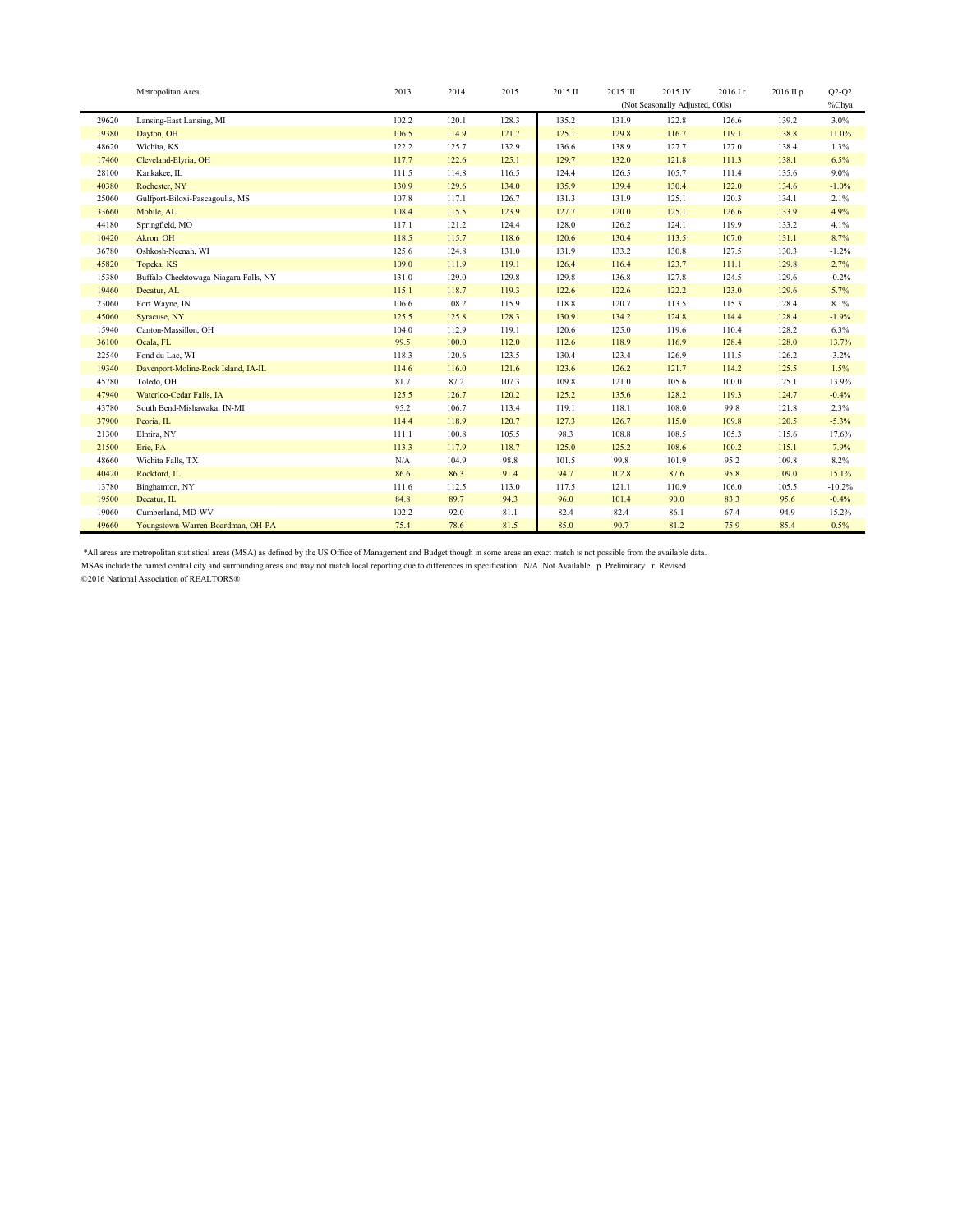| | Metropolitan Area | 2013 | 2014 | 2015 | 2015.II | 2015.III | 2015.IV | 2016.I r | 2016.II p | Q2-Q2 |
|---|---|---|---|---|---|---|---|---|---|---|
| | | | | | | (Not Seasonally Adjusted, 000s) | | | | %Chya |
| 29620 | Lansing-East Lansing, MI | 102.2 | 120.1 | 128.3 | 135.2 | 131.9 | 122.8 | 126.6 | 139.2 | 3.0% |
| 19380 | Dayton, OH | 106.5 | 114.9 | 121.7 | 125.1 | 129.8 | 116.7 | 119.1 | 138.8 | 11.0% |
| 48620 | Wichita, KS | 122.2 | 125.7 | 132.9 | 136.6 | 138.9 | 127.7 | 127.0 | 138.4 | 1.3% |
| 17460 | Cleveland-Elyria, OH | 117.7 | 122.6 | 125.1 | 129.7 | 132.0 | 121.8 | 111.3 | 138.1 | 6.5% |
| 28100 | Kankakee, IL | 111.5 | 114.8 | 116.5 | 124.4 | 126.5 | 105.7 | 111.4 | 135.6 | 9.0% |
| 40380 | Rochester, NY | 130.9 | 129.6 | 134.0 | 135.9 | 139.4 | 130.4 | 122.0 | 134.6 | -1.0% |
| 25060 | Gulfport-Biloxi-Pascagoulia, MS | 107.8 | 117.1 | 126.7 | 131.3 | 131.9 | 125.1 | 120.3 | 134.1 | 2.1% |
| 33660 | Mobile, AL | 108.4 | 115.5 | 123.9 | 127.7 | 120.0 | 125.1 | 126.6 | 133.9 | 4.9% |
| 44180 | Springfield, MO | 117.1 | 121.2 | 124.4 | 128.0 | 126.2 | 124.1 | 119.9 | 133.2 | 4.1% |
| 10420 | Akron, OH | 118.5 | 115.7 | 118.6 | 120.6 | 130.4 | 113.5 | 107.0 | 131.1 | 8.7% |
| 36780 | Oshkosh-Neenah, WI | 125.6 | 124.8 | 131.0 | 131.9 | 133.2 | 130.8 | 127.5 | 130.3 | -1.2% |
| 45820 | Topeka, KS | 109.0 | 111.9 | 119.1 | 126.4 | 116.4 | 123.7 | 111.1 | 129.8 | 2.7% |
| 15380 | Buffalo-Cheektowaga-Niagara Falls, NY | 131.0 | 129.0 | 129.8 | 129.8 | 136.8 | 127.8 | 124.5 | 129.6 | -0.2% |
| 19460 | Decatur, AL | 115.1 | 118.7 | 119.3 | 122.6 | 122.6 | 122.2 | 123.0 | 129.6 | 5.7% |
| 23060 | Fort Wayne, IN | 106.6 | 108.2 | 115.9 | 118.8 | 120.7 | 113.5 | 115.3 | 128.4 | 8.1% |
| 45060 | Syracuse, NY | 125.5 | 125.8 | 128.3 | 130.9 | 134.2 | 124.8 | 114.4 | 128.4 | -1.9% |
| 15940 | Canton-Massillon, OH | 104.0 | 112.9 | 119.1 | 120.6 | 125.0 | 119.6 | 110.4 | 128.2 | 6.3% |
| 36100 | Ocala, FL | 99.5 | 100.0 | 112.0 | 112.6 | 118.9 | 116.9 | 128.4 | 128.0 | 13.7% |
| 22540 | Fond du Lac, WI | 118.3 | 120.6 | 123.5 | 130.4 | 123.4 | 126.9 | 111.5 | 126.2 | -3.2% |
| 19340 | Davenport-Moline-Rock Island, IA-IL | 114.6 | 116.0 | 121.6 | 123.6 | 126.2 | 121.7 | 114.2 | 125.5 | 1.5% |
| 45780 | Toledo, OH | 81.7 | 87.2 | 107.3 | 109.8 | 121.0 | 105.6 | 100.0 | 125.1 | 13.9% |
| 47940 | Waterloo-Cedar Falls, IA | 125.5 | 126.7 | 120.2 | 125.2 | 135.6 | 128.2 | 119.3 | 124.7 | -0.4% |
| 43780 | South Bend-Mishawaka, IN-MI | 95.2 | 106.7 | 113.4 | 119.1 | 118.1 | 108.0 | 99.8 | 121.8 | 2.3% |
| 37900 | Peoria, IL | 114.4 | 118.9 | 120.7 | 127.3 | 126.7 | 115.0 | 109.8 | 120.5 | -5.3% |
| 21300 | Elmira, NY | 111.1 | 100.8 | 105.5 | 98.3 | 108.8 | 108.5 | 105.3 | 115.6 | 17.6% |
| 21500 | Erie, PA | 113.3 | 117.9 | 118.7 | 125.0 | 125.2 | 108.6 | 100.2 | 115.1 | -7.9% |
| 48660 | Wichita Falls, TX | N/A | 104.9 | 98.8 | 101.5 | 99.8 | 101.9 | 95.2 | 109.8 | 8.2% |
| 40420 | Rockford, IL | 86.6 | 86.3 | 91.4 | 94.7 | 102.8 | 87.6 | 95.8 | 109.0 | 15.1% |
| 13780 | Binghamton, NY | 111.6 | 112.5 | 113.0 | 117.5 | 121.1 | 110.9 | 106.0 | 105.5 | -10.2% |
| 19500 | Decatur, IL | 84.8 | 89.7 | 94.3 | 96.0 | 101.4 | 90.0 | 83.3 | 95.6 | -0.4% |
| 19060 | Cumberland, MD-WV | 102.2 | 92.0 | 81.1 | 82.4 | 82.4 | 86.1 | 67.4 | 94.9 | 15.2% |
| 49660 | Youngstown-Warren-Boardman, OH-PA | 75.4 | 78.6 | 81.5 | 85.0 | 90.7 | 81.2 | 75.9 | 85.4 | 0.5% |

*All areas are metropolitan statistical areas (MSA) as defined by the US Office of Management and Budget though in some areas an exact match is not possible from the available data.

MSAs include the named central city and surrounding areas and may not match local reporting due to differences in specification. N/A Not Available p Preliminary r Revised

©2016 National Association of REALTORS®